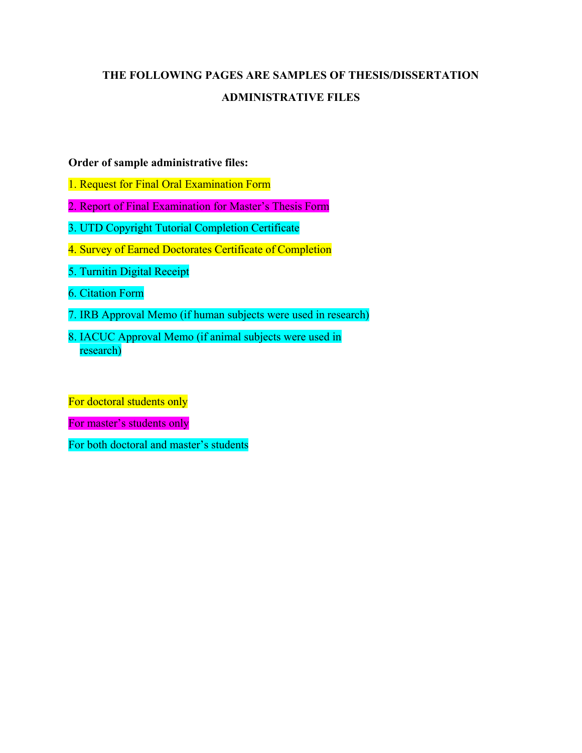# THE FOLLOWING PAGES ARE SAMPLES OF THESIS/DISSERTATION ADMINISTRATIVE FILES

**Order of sample administrative files:**

1. Request for Final Oral Examination Form
2. Report of Final Examination for Master's Thesis Form
3. UTD Copyright Tutorial Completion Certificate
4. Survey of Earned Doctorates Certificate of Completion
5. Turnitin Digital Receipt
6. Citation Form
7. IRB Approval Memo (if human subjects were used in research)
8. IACUC Approval Memo (if animal subjects were used in research)

For doctoral students only

For master's students only

For both doctoral and master's students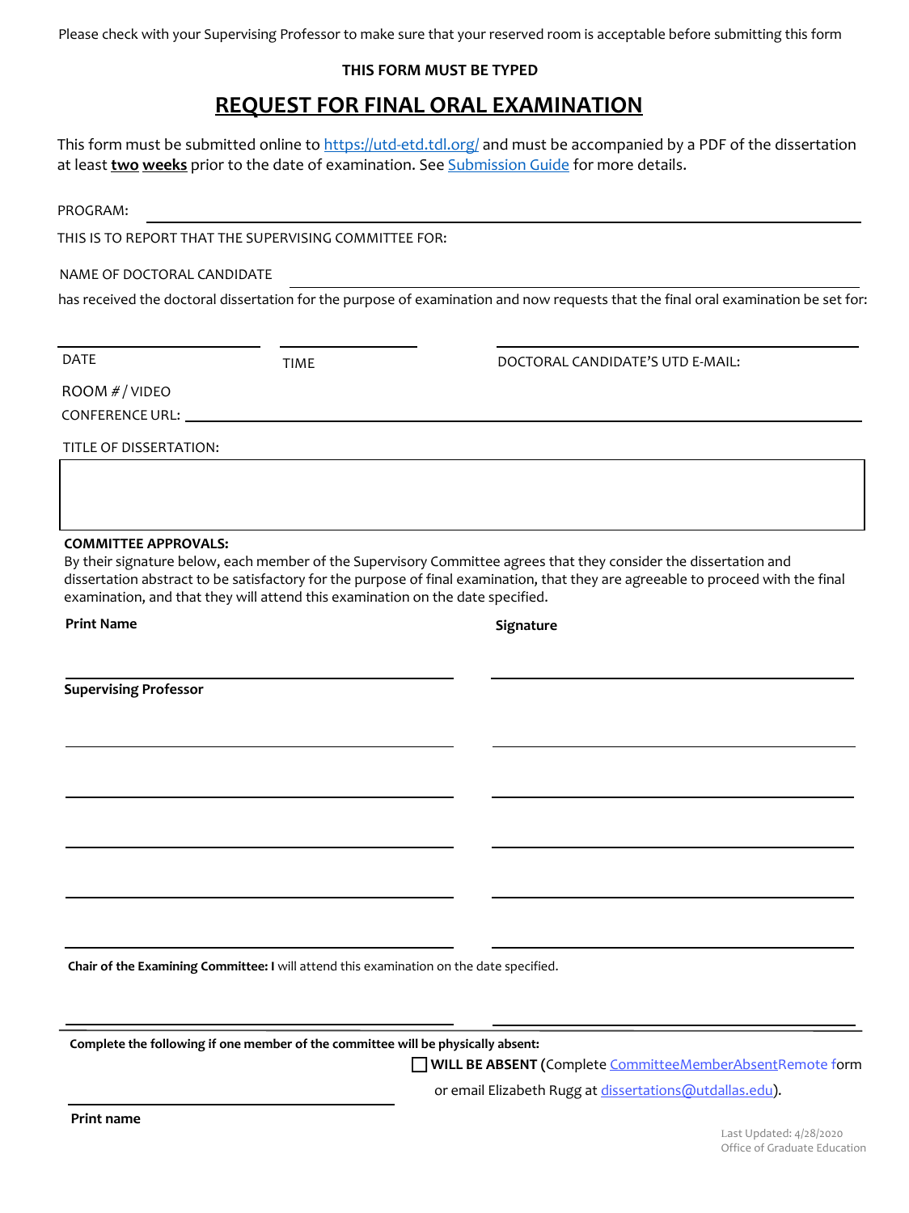Please check with your Supervising Professor to make sure that your reserved room is acceptable before submitting this form

**THIS FORM MUST BE TYPED**

# REQUEST FOR FINAL ORAL EXAMINATION

This form must be submitted online to https://utd-etd.tdl.org/ and must be accompanied by a PDF of the dissertation at least **two weeks** prior to the date of examination. See Submission Guide for more details.

PROGRAM: \_\_\_\_\_\_\_\_\_\_\_\_\_\_\_\_\_\_\_\_\_\_\_\_\_\_\_\_\_\_\_\_\_\_\_\_\_\_\_\_

THIS IS TO REPORT THAT THE SUPERVISING COMMITTEE FOR:

NAME OF DOCTORAL CANDIDATE \_\_\_\_\_\_\_\_\_\_\_\_\_\_\_\_\_\_\_\_\_\_\_\_\_\_\_\_\_\_\_\_\_\_\_\_\_\_\_\_

has received the doctoral dissertation for the purpose of examination and now requests that the final oral examination be set for:

| DATE | TIME | DOCTORAL CANDIDATE'S UTD E-MAIL: |
|---|---|---|

ROOM # / VIDEO CONFERENCE URL: \_\_\_\_\_\_\_\_\_\_\_\_\_\_\_\_\_\_\_\_\_\_\_\_\_\_\_\_\_\_\_\_\_\_\_\_\_\_\_\_

TITLE OF DISSERTATION:

| |
|---|
| |

**COMMITTEE APPROVALS:**
By their signature below, each member of the Supervisory Committee agrees that they consider the dissertation and dissertation abstract to be satisfactory for the purpose of final examination, that they are agreeable to proceed with the final examination, and that they will attend this examination on the date specified.

| **Print Name** | **Signature** |
|---|---|
| **Supervising Professor** | |
| | |
| | |
| | |
| | |

**Chair of the Examining Committee: I** will attend this examination on the date specified.

| | |
|---|---|
| | |

**Complete the following if one member of the committee will be physically absent:**

☐ **WILL BE ABSENT** (Complete CommitteeMemberAbsentRemote form or email Elizabeth Rugg at dissertations@utdallas.edu).

\_\_\_\_\_\_\_\_\_\_\_\_\_\_\_\_\_\_\_\_\_\_\_\_\_\_\_\_\_\_\_\_

**Print name**

Last Updated: 4/28/2020
Office of Graduate Education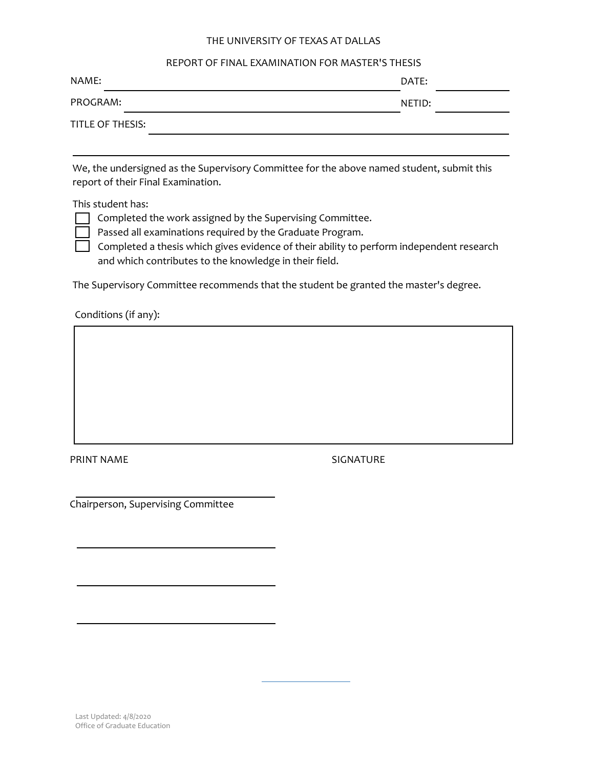THE UNIVERSITY OF TEXAS AT DALLAS

REPORT OF FINAL EXAMINATION FOR MASTER'S THESIS

NAME: ______________________________ DATE: __________

PROGRAM: ______________________________ NETID: __________

TITLE OF THESIS: ______________________________

______________________________

We, the undersigned as the Supervisory Committee for the above named student, submit this report of their Final Examination.

This student has:

- [ ] Completed the work assigned by the Supervising Committee.
- [ ] Passed all examinations required by the Graduate Program.
- [ ] Completed a thesis which gives evidence of their ability to perform independent research and which contributes to the knowledge in their field.

The Supervisory Committee recommends that the student be granted the master's degree.

Conditions (if any):

| |
|---|
| |

PRINT NAME SIGNATURE

______________________________
Chairperson, Supervising Committee

______________________________

______________________________

______________________________

Last Updated: 4/8/2020
Office of Graduate Education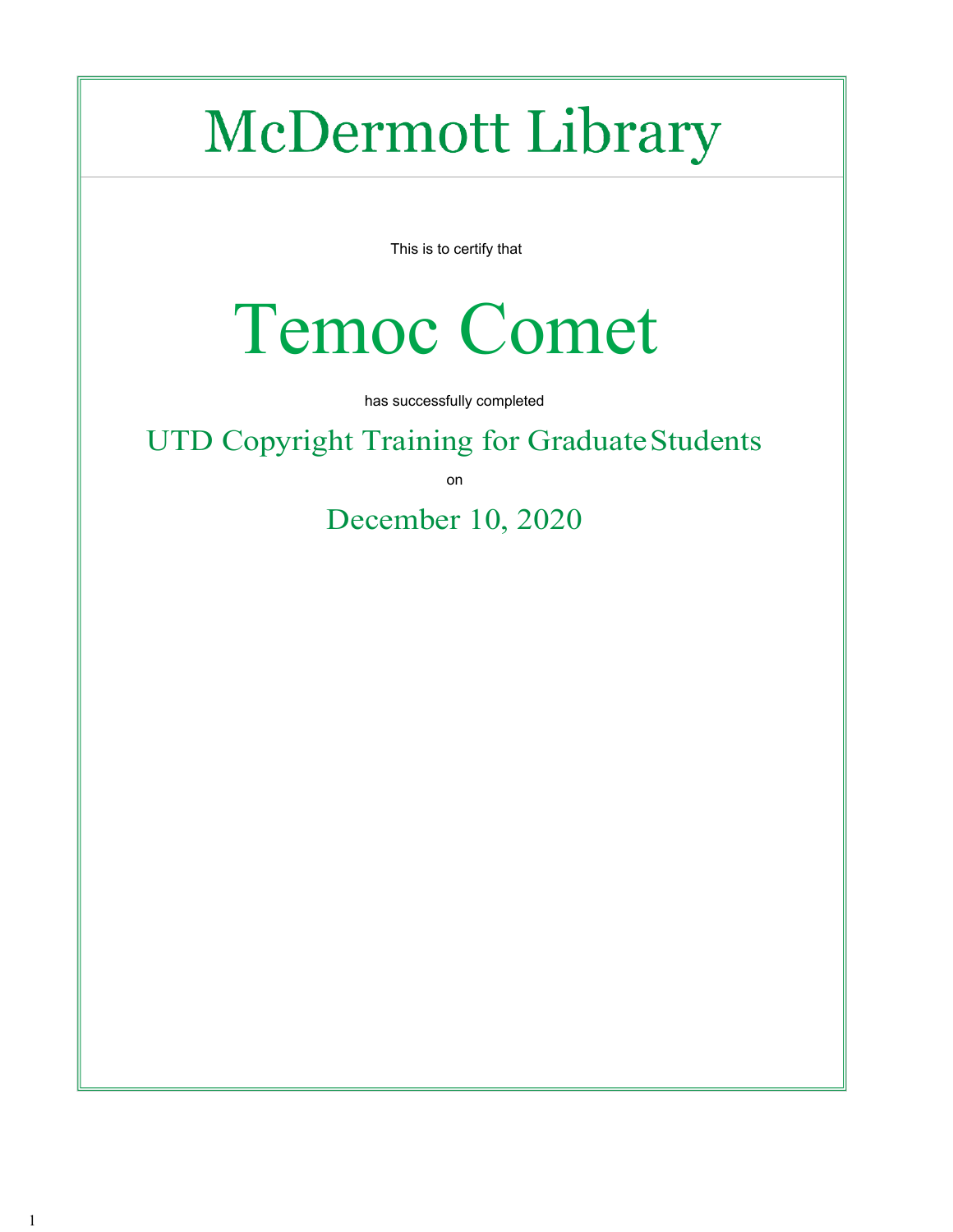# McDermott Library

This is to certify that

# Temoc Comet

has successfully completed

## UTD Copyright Training for Graduate Students

on

## December 10, 2020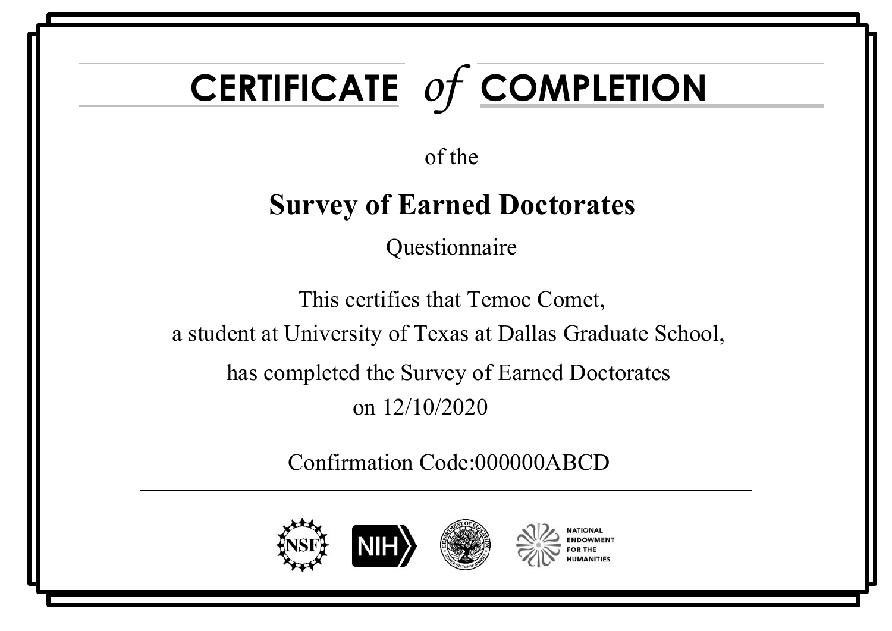# CERTIFICATE *of* COMPLETION

of the

## Survey of Earned Doctorates

Questionnaire

This certifies that Temoc Comet,

a student at University of Texas at Dallas Graduate School,

has completed the Survey of Earned Doctorates

on 12/10/2020

Confirmation Code:000000ABCD

NSF NIH NATIONAL ENDOWMENT FOR THE HUMANITIES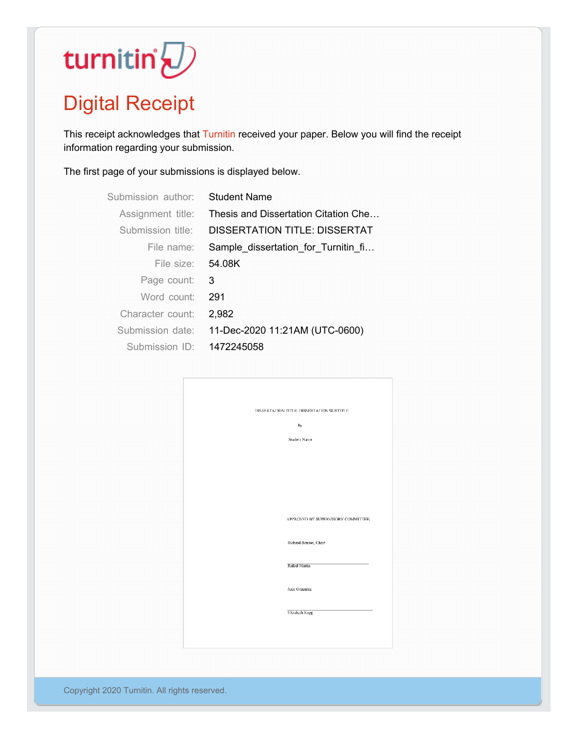turnitin

# Digital Receipt

This receipt acknowledges that Turnitin received your paper. Below you will find the receipt information regarding your submission.

The first page of your submissions is displayed below.

| | |
|---|---|
| Submission author: | Student Name |
| Assignment title: | Thesis and Dissertation Citation Che… |
| Submission title: | DISSERTATION TITLE: DISSERTAT |
| File name: | Sample_dissertation_for_Turnitin_fi… |
| File size: | 54.08K |
| Page count: | 3 |
| Word count: | 291 |
| Character count: | 2,982 |
| Submission date: | 11-Dec-2020 11:21AM (UTC-0600) |
| Submission ID: | 1472245058 |

DISSERTATION TITLE: DISSERTATION SUBTITLE

by

Student Name

APPROVED BY SUPERVISORY COMMITTEE:

Richard Benson, Chair

Rafael Martin

Juan Gonzalez

Elizabeth Rugg

Copyright 2020 Turnitin. All rights reserved.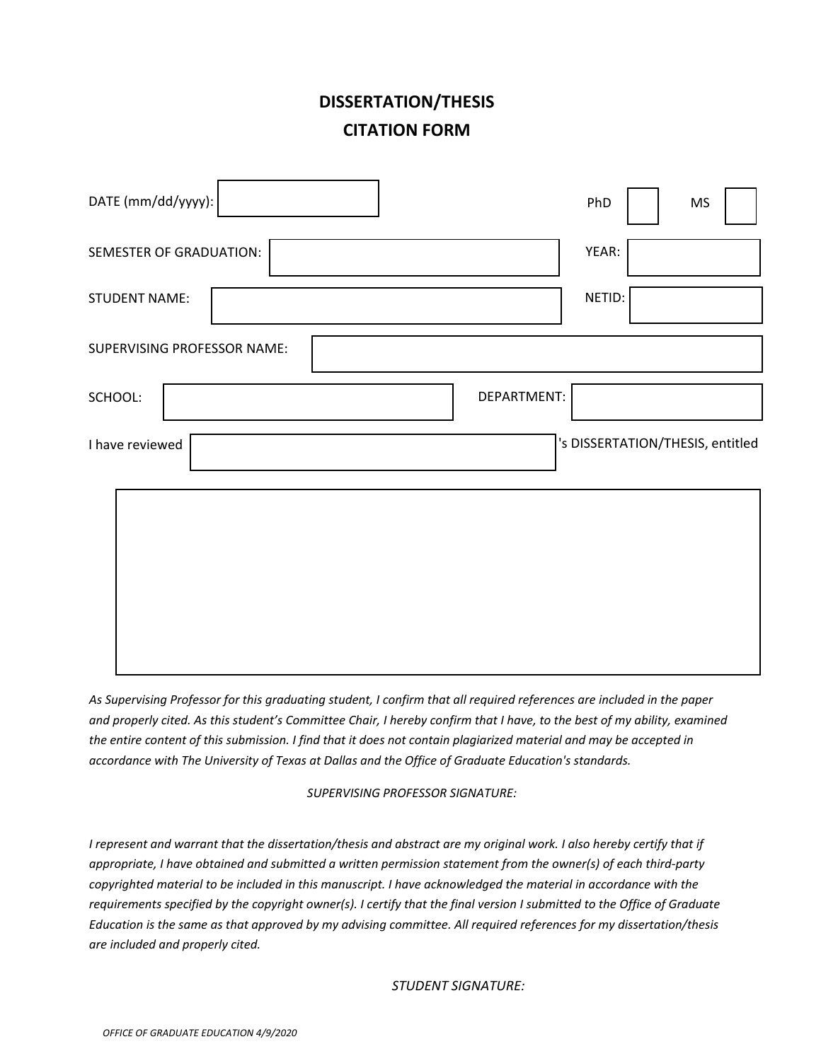# DISSERTATION/THESIS CITATION FORM

DATE (mm/dd/yyyy): ____________ PhD ☐ MS ☐

SEMESTER OF GRADUATION: ____________ YEAR: ____________

STUDENT NAME: ____________ NETID: ____________

SUPERVISING PROFESSOR NAME: ____________

SCHOOL: ____________ DEPARTMENT: ____________

I have reviewed ____________'s DISSERTATION/THESIS, entitled

____________

*As Supervising Professor for this graduating student, I confirm that all required references are included in the paper and properly cited. As this student's Committee Chair, I hereby confirm that I have, to the best of my ability, examined the entire content of this submission. I find that it does not contain plagiarized material and may be accepted in accordance with The University of Texas at Dallas and the Office of Graduate Education's standards.*

*SUPERVISING PROFESSOR SIGNATURE:*

*I represent and warrant that the dissertation/thesis and abstract are my original work. I also hereby certify that if appropriate, I have obtained and submitted a written permission statement from the owner(s) of each third-party copyrighted material to be included in this manuscript. I have acknowledged the material in accordance with the requirements specified by the copyright owner(s). I certify that the final version I submitted to the Office of Graduate Education is the same as that approved by my advising committee. All required references for my dissertation/thesis are included and properly cited.*

*STUDENT SIGNATURE:*

*OFFICE OF GRADUATE EDUCATION 4/9/2020*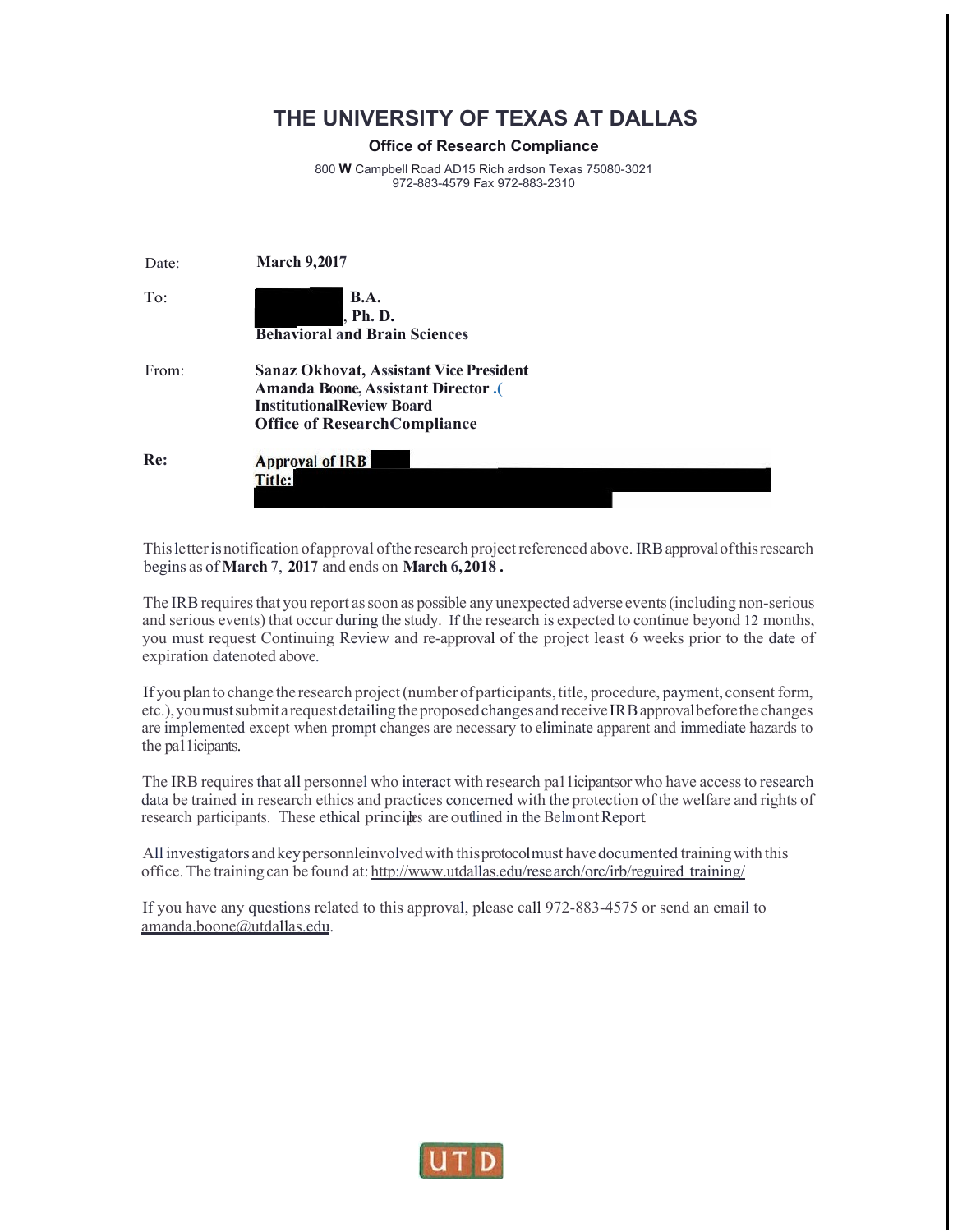# THE UNIVERSITY OF TEXAS AT DALLAS

**Office of Research Compliance**

800 W Campbell Road AD15 Rich ardson Texas 75080-3021
972-883-4579 Fax 972-883-2310

Date: **March 9,2017**

To: **B.A.**
**, Ph. D.**
**Behavioral and Brain Sciences**

From: **Sanaz Okhovat, Assistant Vice President**
**Amanda Boone, Assistant Director .(**
**InstitutionalReview Board**
**Office of ResearchCompliance**

**Re:** **Approval of IRB**
**Title:**

This letter is notification of approval of the research project referenced above. IRB approval of this research begins as of **March** 7, **2017** and ends on **March 6,2018 .**

The IRB requires that you report as soon as possible any unexpected adverse events (including non-serious and serious events) that occur during the study. If the research is expected to continue beyond 12 months, you must request Continuing Review and re-approval of the project least 6 weeks prior to the date of expiration datenoted above.

If you plan to change the research project (number of participants, title, procedure, payment, consent form, etc.), you must submit a request detailing the proposed changes and receive IRB approval before the changes are implemented except when prompt changes are necessary to eliminate apparent and immediate hazards to the pal licipants.

The IRB requires that all personnel who interact with research pal licipantsor who have access to research data be trained in research ethics and practices concerned with the protection of the welfare and rights of research participants. These ethical principles are outlined in the Belmont Report.

All investigators and key personnleinvolved with this protocol must have documented training with this office. The training can be found at: http://www.utdallas.edu/research/orc/irb/reguired training/

If you have any questions related to this approval, please call 972-883-4575 or send an email to amanda.boone@utdallas.edu.

UTD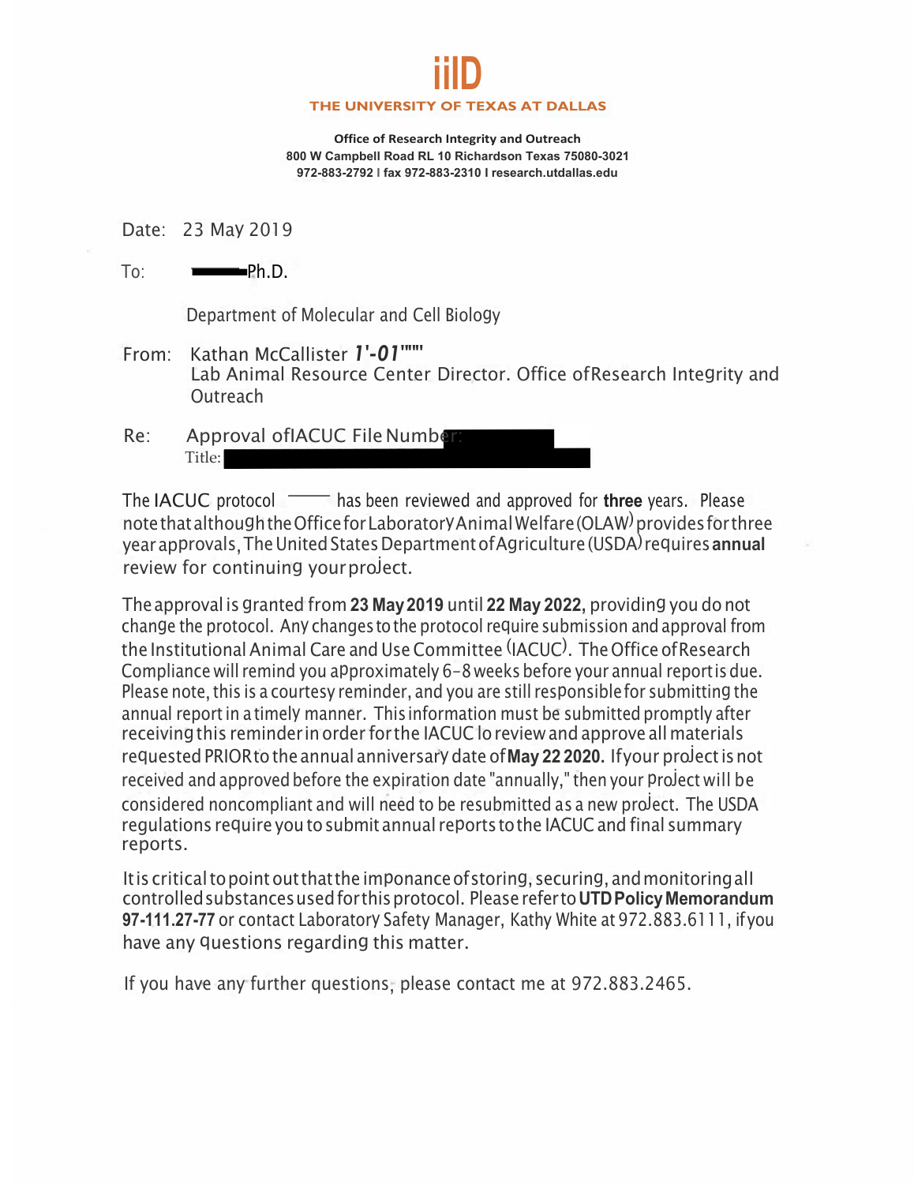# iilD

**THE UNIVERSITY OF TEXAS AT DALLAS**

**Office of Research Integrity and Outreach**
**800 W Campbell Road RL 10 Richardson Texas 75080-3021**
**972-883-2792 I fax 972-883-2310 I research.utdallas.edu**

Date: 23 May 2019

To: Ph.D.

Department of Molecular and Cell Biology

From: Kathan McCallister *1'-01"""*
Lab Animal Resource Center Director. Office ofResearch Integrity and Outreach

Re: Approval ofIACUC File Number:
Title:

The IACUC protocol —— has been reviewed and approved for **three** years. Please note that although the Office for Laboratory Animal Welfare (OLAW) provides for three year approvals, The United States Department of Agriculture (USDA) requires **annual** review for continuing your project.

The approval is granted from **23 May 2019** until **22 May 2022**, providing you do not change the protocol. Any changes to the protocol require submission and approval from the Institutional Animal Care and Use Committee (IACUC). The Office of Research Compliance will remind you approximately 6-8 weeks before your annual report is due. Please note, this is a courtesy reminder, and you are still responsible for submitting the annual report in a timely manner. This information must be submitted promptly after receiving this reminder in order for the IACUC lo review and approve all materials requested PRIOR to the annual anniversary date of **May 22 2020**. If your project is not received and approved before the expiration date "annually," then your project will be considered noncompliant and will need to be resubmitted as a new project. The USDA regulations require you to submit annual reports to the IACUC and final summary reports.

It is critical to point out that the imponance of storing, securing, and monitoring all controlled substances used for this protocol. Please refer to **UTD Policy Memorandum 97-111.27-77** or contact Laboratory Safety Manager, Kathy White at 972.883.6111, if you have any questions regarding this matter.

If you have any further questions, please contact me at 972.883.2465.